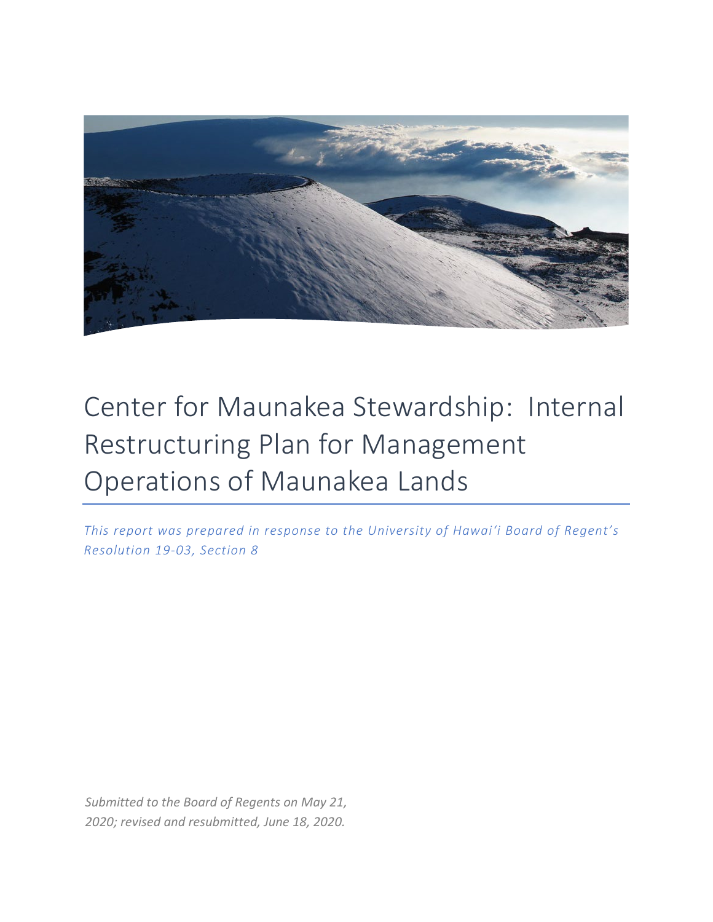# Center for Maunakea Stewardship: Internal Restructuring Plan for Management Operations of Maunakea Lands

*This report was prepared in response to the University of Hawai'i Board of Regent's Resolution 19-03, Section 8*

*Submitted to the Board of Regents on May 21, 2020; revised and resubmitted, June 18, 2020.*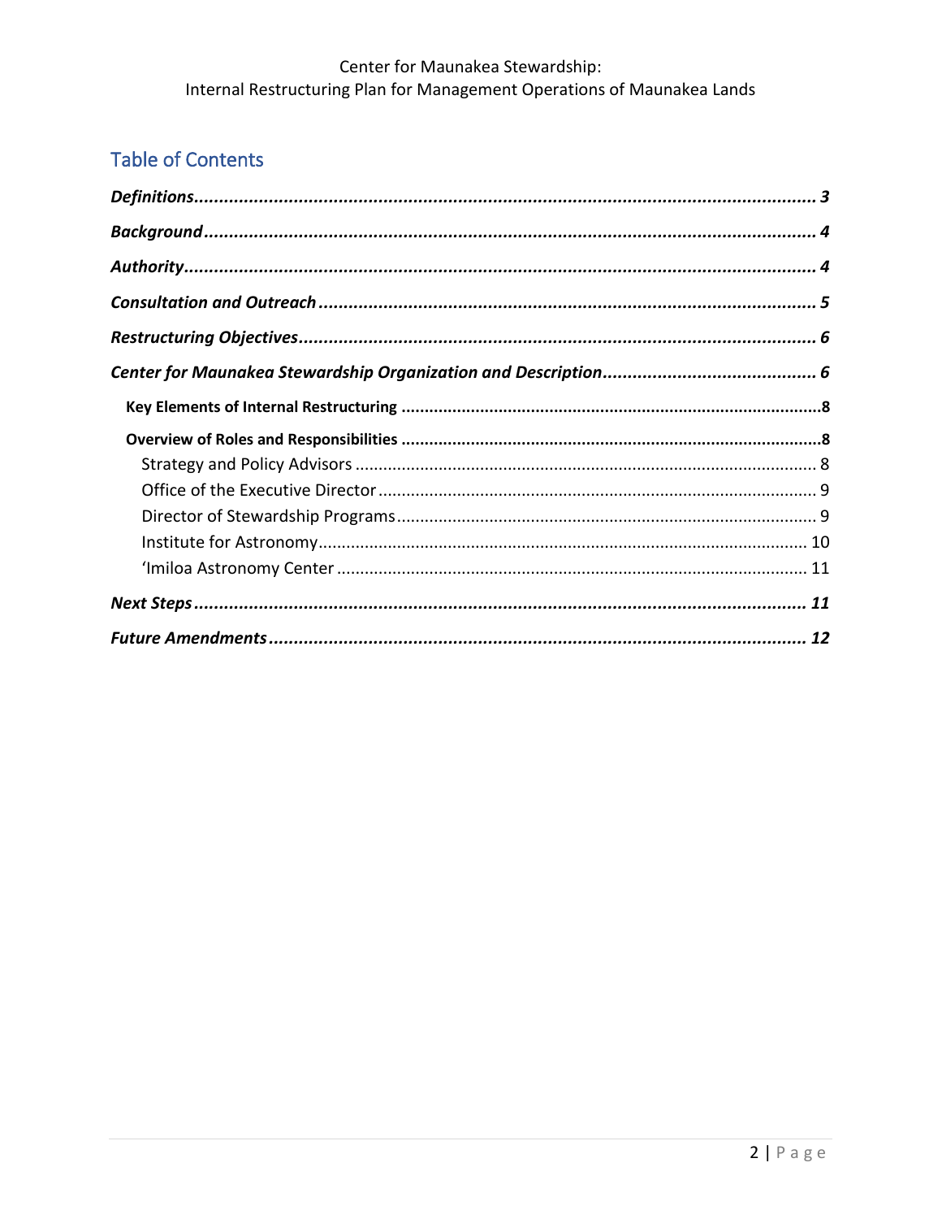## Table of Contents

***Definitions*** ...... **3**

***Background*** ...... **4**

***Authority*** ...... **4**

***Consultation and Outreach*** ...... **5**

***Restructuring Objectives*** ...... **6**

***Center for Maunakea Stewardship Organization and Description*** ...... **6**

- **Key Elements of Internal Restructuring** ...... **8**
- **Overview of Roles and Responsibilities** ...... **8**
  - Strategy and Policy Advisors ...... 8
  - Office of the Executive Director ...... 9
  - Director of Stewardship Programs ...... 9
  - Institute for Astronomy ...... 10
  - ‘Imiloa Astronomy Center ...... 11

***Next Steps*** ...... **11**

***Future Amendments*** ...... **12**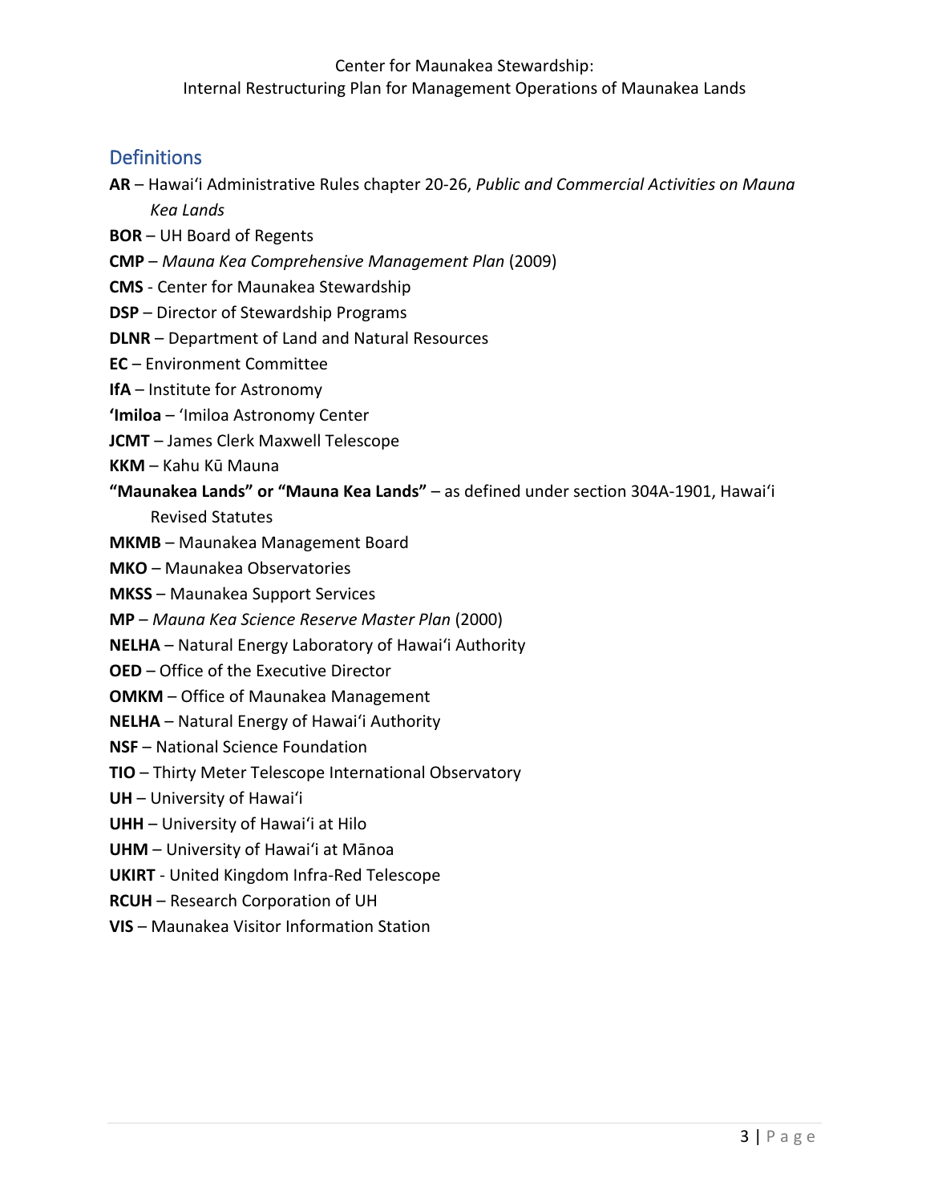## Definitions

**AR** – Hawaiʻi Administrative Rules chapter 20-26, *Public and Commercial Activities on Mauna Kea Lands*

**BOR** – UH Board of Regents

**CMP** – *Mauna Kea Comprehensive Management Plan* (2009)

**CMS** - Center for Maunakea Stewardship

**DSP** – Director of Stewardship Programs

**DLNR** – Department of Land and Natural Resources

**EC** – Environment Committee

**IfA** – Institute for Astronomy

**ʻImiloa** – ʻImiloa Astronomy Center

**JCMT** – James Clerk Maxwell Telescope

**KKM** – Kahu Kū Mauna

**"Maunakea Lands" or "Mauna Kea Lands"** – as defined under section 304A-1901, Hawaiʻi Revised Statutes

**MKMB** – Maunakea Management Board

**MKO** – Maunakea Observatories

**MKSS** – Maunakea Support Services

**MP** – *Mauna Kea Science Reserve Master Plan* (2000)

**NELHA** – Natural Energy Laboratory of Hawaiʻi Authority

**OED** – Office of the Executive Director

**OMKM** – Office of Maunakea Management

**NELHA** – Natural Energy of Hawaiʻi Authority

**NSF** – National Science Foundation

**TIO** – Thirty Meter Telescope International Observatory

**UH** – University of Hawaiʻi

**UHH** – University of Hawaiʻi at Hilo

**UHM** – University of Hawaiʻi at Mānoa

**UKIRT** - United Kingdom Infra-Red Telescope

**RCUH** – Research Corporation of UH

**VIS** – Maunakea Visitor Information Station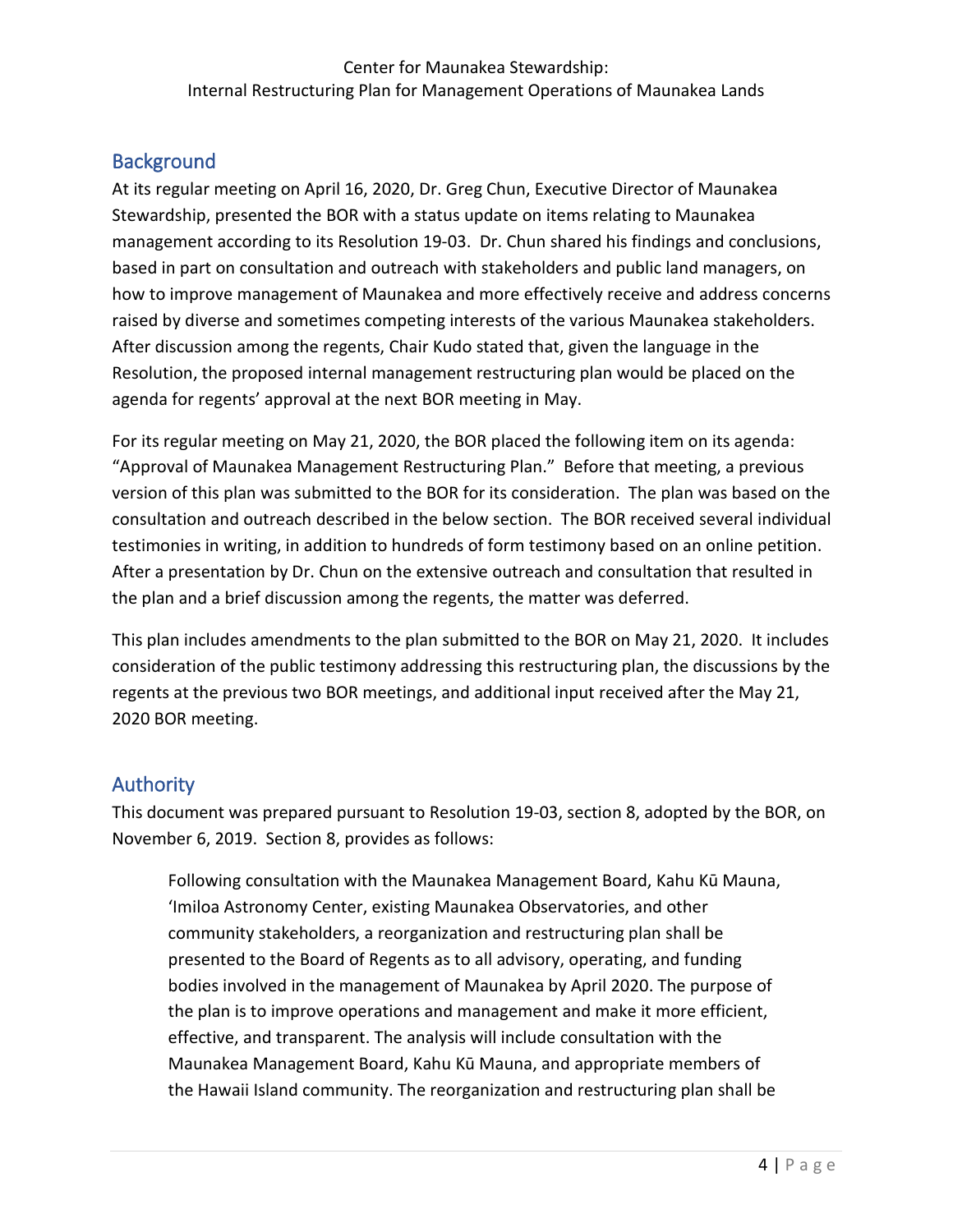## Background

At its regular meeting on April 16, 2020, Dr. Greg Chun, Executive Director of Maunakea Stewardship, presented the BOR with a status update on items relating to Maunakea management according to its Resolution 19-03. Dr. Chun shared his findings and conclusions, based in part on consultation and outreach with stakeholders and public land managers, on how to improve management of Maunakea and more effectively receive and address concerns raised by diverse and sometimes competing interests of the various Maunakea stakeholders. After discussion among the regents, Chair Kudo stated that, given the language in the Resolution, the proposed internal management restructuring plan would be placed on the agenda for regents' approval at the next BOR meeting in May.

For its regular meeting on May 21, 2020, the BOR placed the following item on its agenda: "Approval of Maunakea Management Restructuring Plan." Before that meeting, a previous version of this plan was submitted to the BOR for its consideration. The plan was based on the consultation and outreach described in the below section. The BOR received several individual testimonies in writing, in addition to hundreds of form testimony based on an online petition. After a presentation by Dr. Chun on the extensive outreach and consultation that resulted in the plan and a brief discussion among the regents, the matter was deferred.

This plan includes amendments to the plan submitted to the BOR on May 21, 2020. It includes consideration of the public testimony addressing this restructuring plan, the discussions by the regents at the previous two BOR meetings, and additional input received after the May 21, 2020 BOR meeting.

## Authority

This document was prepared pursuant to Resolution 19-03, section 8, adopted by the BOR, on November 6, 2019. Section 8, provides as follows:

> Following consultation with the Maunakea Management Board, Kahu Kū Mauna, ʻImiloa Astronomy Center, existing Maunakea Observatories, and other community stakeholders, a reorganization and restructuring plan shall be presented to the Board of Regents as to all advisory, operating, and funding bodies involved in the management of Maunakea by April 2020. The purpose of the plan is to improve operations and management and make it more efficient, effective, and transparent. The analysis will include consultation with the Maunakea Management Board, Kahu Kū Mauna, and appropriate members of the Hawaii Island community. The reorganization and restructuring plan shall be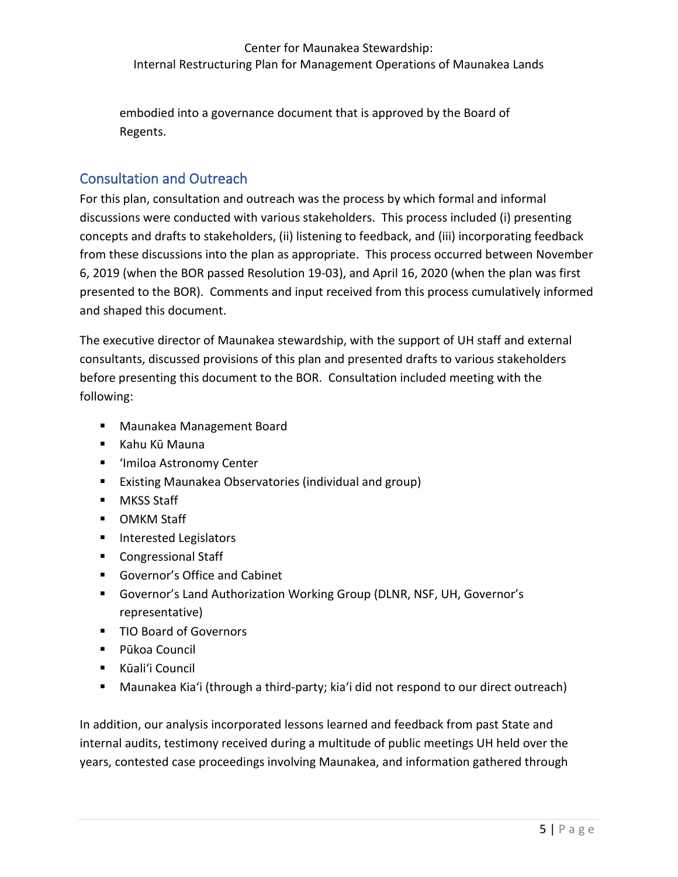embodied into a governance document that is approved by the Board of Regents.

## Consultation and Outreach

For this plan, consultation and outreach was the process by which formal and informal discussions were conducted with various stakeholders. This process included (i) presenting concepts and drafts to stakeholders, (ii) listening to feedback, and (iii) incorporating feedback from these discussions into the plan as appropriate. This process occurred between November 6, 2019 (when the BOR passed Resolution 19-03), and April 16, 2020 (when the plan was first presented to the BOR). Comments and input received from this process cumulatively informed and shaped this document.

The executive director of Maunakea stewardship, with the support of UH staff and external consultants, discussed provisions of this plan and presented drafts to various stakeholders before presenting this document to the BOR. Consultation included meeting with the following:

- Maunakea Management Board
- Kahu Kū Mauna
- ʻImiloa Astronomy Center
- Existing Maunakea Observatories (individual and group)
- MKSS Staff
- OMKM Staff
- Interested Legislators
- Congressional Staff
- Governor's Office and Cabinet
- Governor's Land Authorization Working Group (DLNR, NSF, UH, Governor's representative)
- TIO Board of Governors
- Pūkoa Council
- Kūaliʻi Council
- Maunakea Kiaʻi (through a third-party; kiaʻi did not respond to our direct outreach)

In addition, our analysis incorporated lessons learned and feedback from past State and internal audits, testimony received during a multitude of public meetings UH held over the years, contested case proceedings involving Maunakea, and information gathered through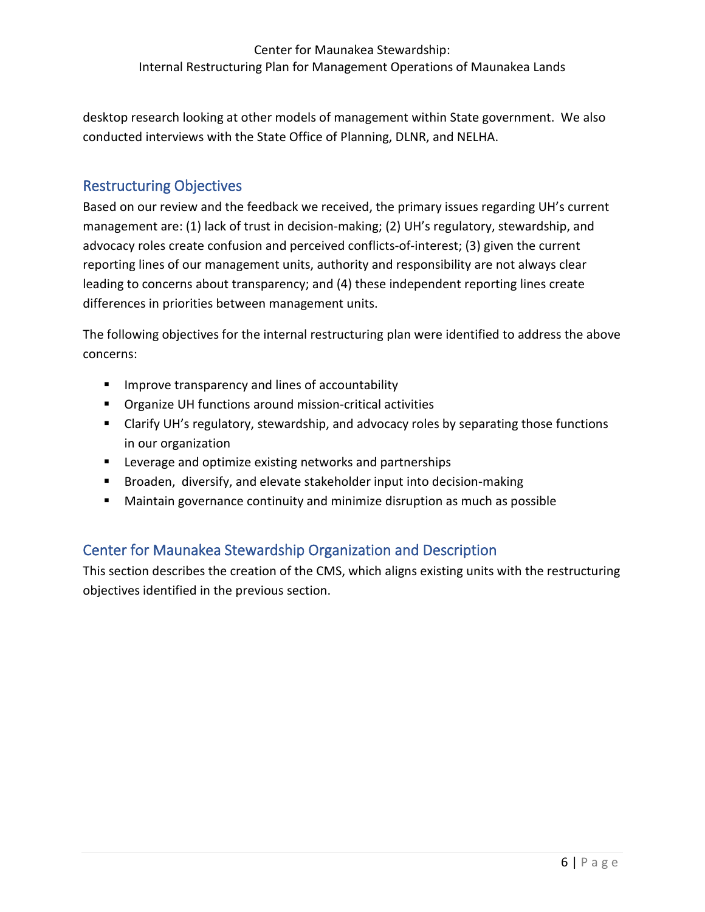desktop research looking at other models of management within State government. We also conducted interviews with the State Office of Planning, DLNR, and NELHA.

## Restructuring Objectives

Based on our review and the feedback we received, the primary issues regarding UH's current management are: (1) lack of trust in decision-making; (2) UH's regulatory, stewardship, and advocacy roles create confusion and perceived conflicts-of-interest; (3) given the current reporting lines of our management units, authority and responsibility are not always clear leading to concerns about transparency; and (4) these independent reporting lines create differences in priorities between management units.

The following objectives for the internal restructuring plan were identified to address the above concerns:

- Improve transparency and lines of accountability
- Organize UH functions around mission-critical activities
- Clarify UH's regulatory, stewardship, and advocacy roles by separating those functions in our organization
- Leverage and optimize existing networks and partnerships
- Broaden, diversify, and elevate stakeholder input into decision-making
- Maintain governance continuity and minimize disruption as much as possible

## Center for Maunakea Stewardship Organization and Description

This section describes the creation of the CMS, which aligns existing units with the restructuring objectives identified in the previous section.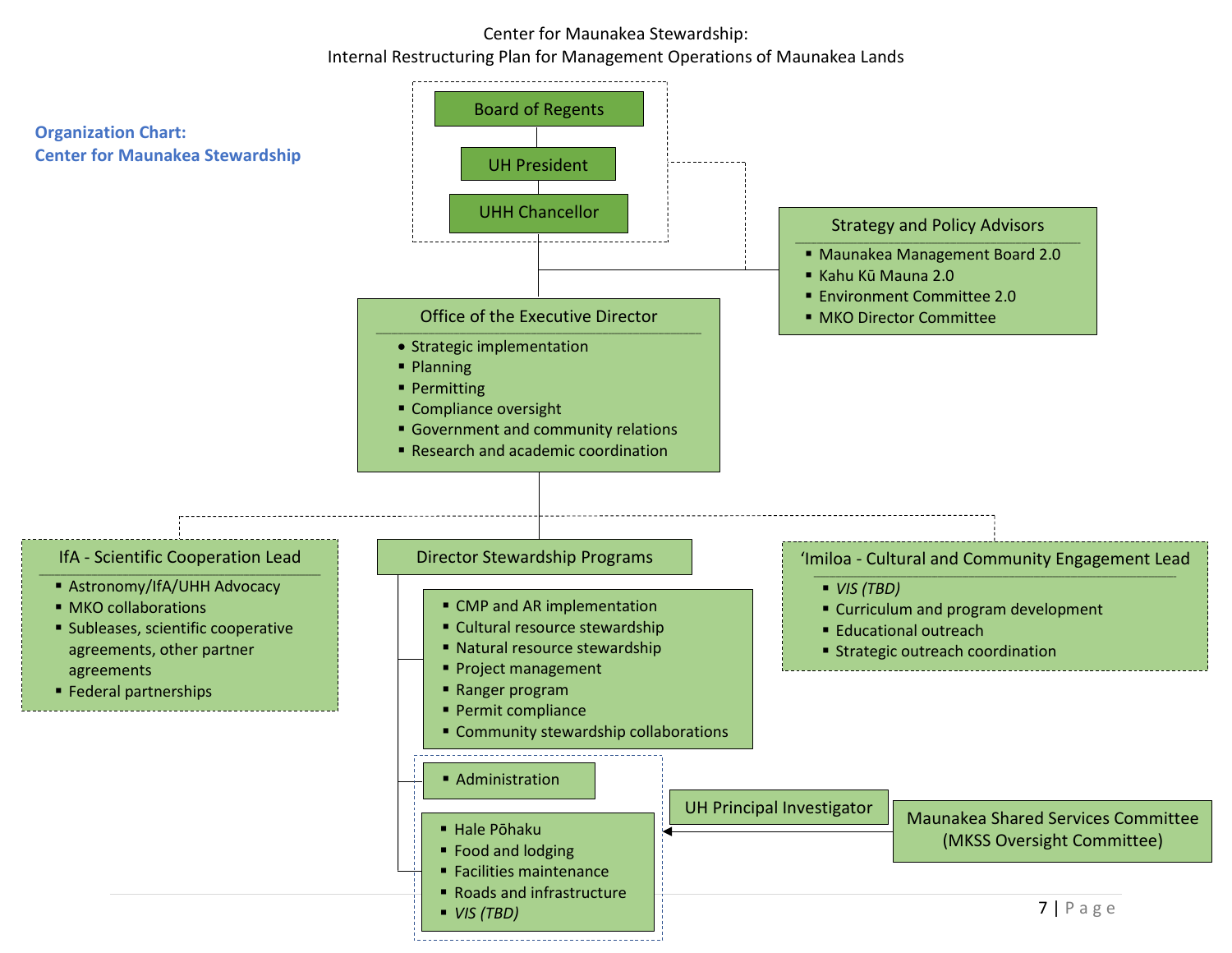Center for Maunakea Stewardship:
Internal Restructuring Plan for Management Operations of Maunakea Lands

## Organization Chart: Center for Maunakea Stewardship

**Board of Regents**

**UH President**

**UHH Chancellor**

**Strategy and Policy Advisors**

- Maunakea Management Board 2.0
- Kahu Kū Mauna 2.0
- Environment Committee 2.0
- MKO Director Committee

**Office of the Executive Director**

- Strategic implementation
- Planning
- Permitting
- Compliance oversight
- Government and community relations
- Research and academic coordination

**IfA - Scientific Cooperation Lead**

- Astronomy/IfA/UHH Advocacy
- MKO collaborations
- Subleases, scientific cooperative agreements, other partner agreements
- Federal partnerships

**Director Stewardship Programs**

- CMP and AR implementation
- Cultural resource stewardship
- Natural resource stewardship
- Project management
- Ranger program
- Permit compliance
- Community stewardship collaborations

- Administration

- Hale Pōhaku
- Food and lodging
- Facilities maintenance
- Roads and infrastructure
- *VIS (TBD)*

**ʻImiloa - Cultural and Community Engagement Lead**

- *VIS (TBD)*
- Curriculum and program development
- Educational outreach
- Strategic outreach coordination

**UH Principal Investigator**

**Maunakea Shared Services Committee (MKSS Oversight Committee)**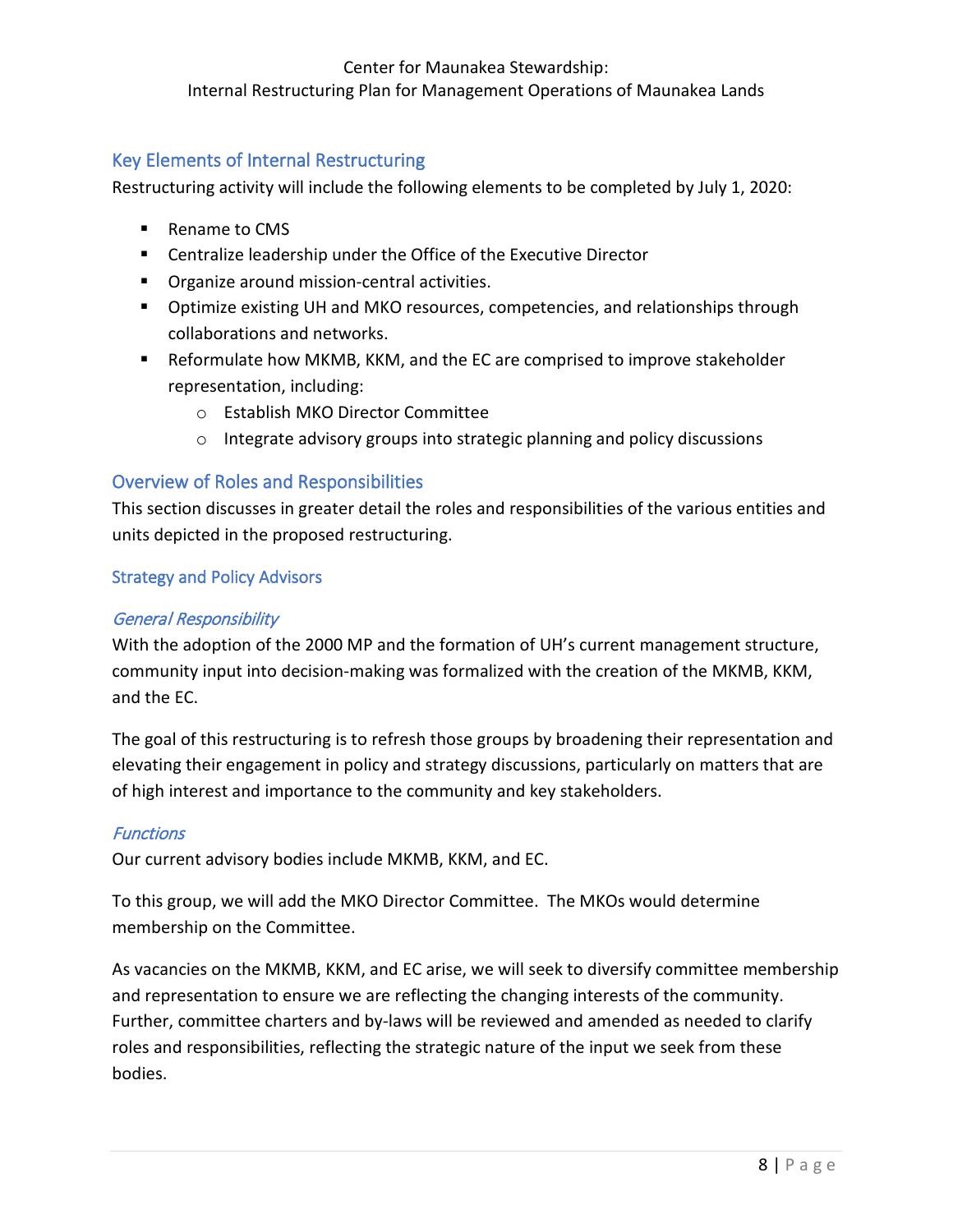## Key Elements of Internal Restructuring

Restructuring activity will include the following elements to be completed by July 1, 2020:

- Rename to CMS
- Centralize leadership under the Office of the Executive Director
- Organize around mission-central activities.
- Optimize existing UH and MKO resources, competencies, and relationships through collaborations and networks.
- Reformulate how MKMB, KKM, and the EC are comprised to improve stakeholder representation, including:
  - Establish MKO Director Committee
  - Integrate advisory groups into strategic planning and policy discussions

## Overview of Roles and Responsibilities

This section discusses in greater detail the roles and responsibilities of the various entities and units depicted in the proposed restructuring.

### Strategy and Policy Advisors

#### *General Responsibility*

With the adoption of the 2000 MP and the formation of UH's current management structure, community input into decision-making was formalized with the creation of the MKMB, KKM, and the EC.

The goal of this restructuring is to refresh those groups by broadening their representation and elevating their engagement in policy and strategy discussions, particularly on matters that are of high interest and importance to the community and key stakeholders.

#### *Functions*

Our current advisory bodies include MKMB, KKM, and EC.

To this group, we will add the MKO Director Committee. The MKOs would determine membership on the Committee.

As vacancies on the MKMB, KKM, and EC arise, we will seek to diversify committee membership and representation to ensure we are reflecting the changing interests of the community. Further, committee charters and by-laws will be reviewed and amended as needed to clarify roles and responsibilities, reflecting the strategic nature of the input we seek from these bodies.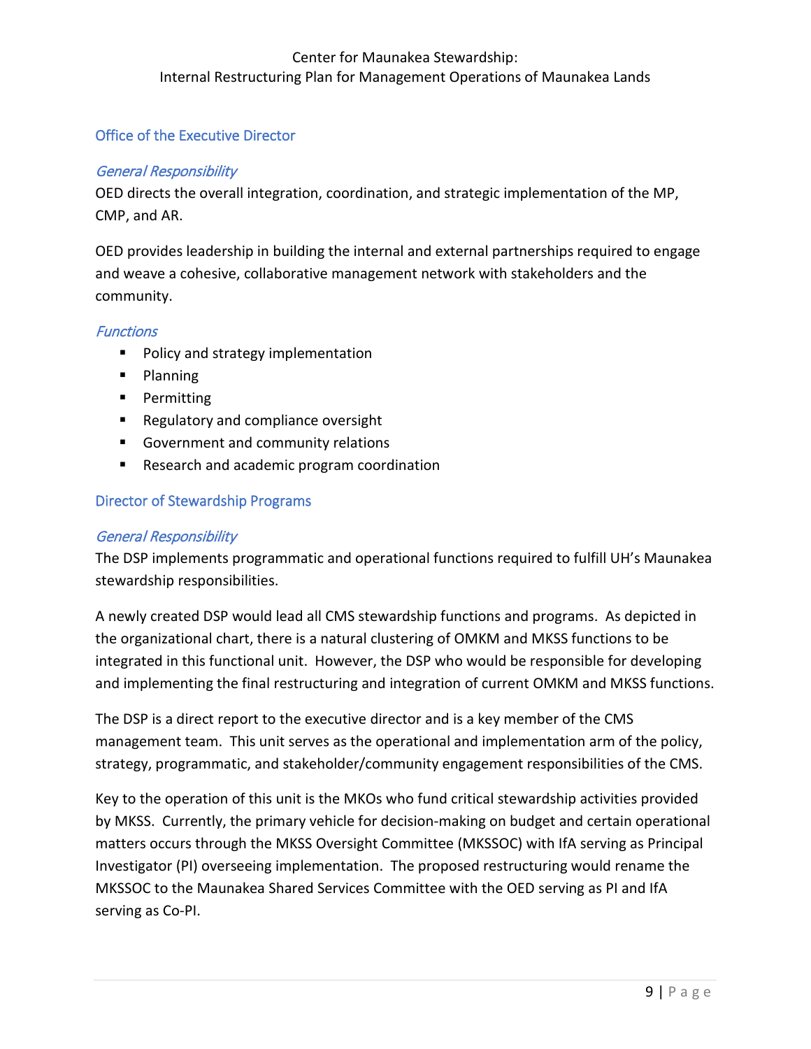## Office of the Executive Director

### *General Responsibility*

OED directs the overall integration, coordination, and strategic implementation of the MP, CMP, and AR.

OED provides leadership in building the internal and external partnerships required to engage and weave a cohesive, collaborative management network with stakeholders and the community.

### *Functions*

- Policy and strategy implementation
- Planning
- Permitting
- Regulatory and compliance oversight
- Government and community relations
- Research and academic program coordination

## Director of Stewardship Programs

### *General Responsibility*

The DSP implements programmatic and operational functions required to fulfill UH's Maunakea stewardship responsibilities.

A newly created DSP would lead all CMS stewardship functions and programs. As depicted in the organizational chart, there is a natural clustering of OMKM and MKSS functions to be integrated in this functional unit. However, the DSP who would be responsible for developing and implementing the final restructuring and integration of current OMKM and MKSS functions.

The DSP is a direct report to the executive director and is a key member of the CMS management team. This unit serves as the operational and implementation arm of the policy, strategy, programmatic, and stakeholder/community engagement responsibilities of the CMS.

Key to the operation of this unit is the MKOs who fund critical stewardship activities provided by MKSS. Currently, the primary vehicle for decision-making on budget and certain operational matters occurs through the MKSS Oversight Committee (MKSSOC) with IfA serving as Principal Investigator (PI) overseeing implementation. The proposed restructuring would rename the MKSSOC to the Maunakea Shared Services Committee with the OED serving as PI and IfA serving as Co-PI.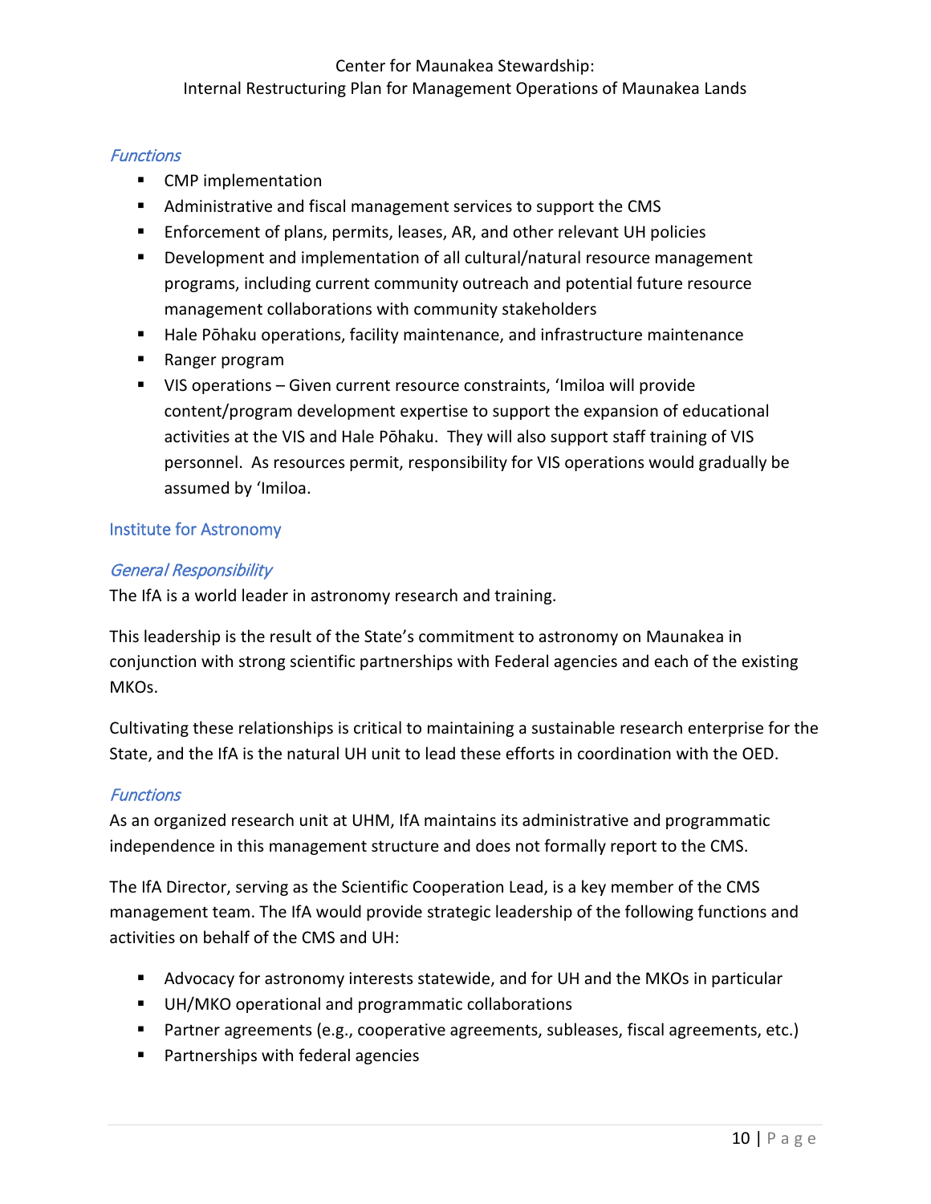#### *Functions*

- CMP implementation
- Administrative and fiscal management services to support the CMS
- Enforcement of plans, permits, leases, AR, and other relevant UH policies
- Development and implementation of all cultural/natural resource management programs, including current community outreach and potential future resource management collaborations with community stakeholders
- Hale Pōhaku operations, facility maintenance, and infrastructure maintenance
- Ranger program
- VIS operations – Given current resource constraints, ʻImiloa will provide content/program development expertise to support the expansion of educational activities at the VIS and Hale Pōhaku. They will also support staff training of VIS personnel. As resources permit, responsibility for VIS operations would gradually be assumed by ʻImiloa.

### Institute for Astronomy

#### *General Responsibility*

The IfA is a world leader in astronomy research and training.

This leadership is the result of the State's commitment to astronomy on Maunakea in conjunction with strong scientific partnerships with Federal agencies and each of the existing MKOs.

Cultivating these relationships is critical to maintaining a sustainable research enterprise for the State, and the IfA is the natural UH unit to lead these efforts in coordination with the OED.

#### *Functions*

As an organized research unit at UHM, IfA maintains its administrative and programmatic independence in this management structure and does not formally report to the CMS.

The IfA Director, serving as the Scientific Cooperation Lead, is a key member of the CMS management team. The IfA would provide strategic leadership of the following functions and activities on behalf of the CMS and UH:

- Advocacy for astronomy interests statewide, and for UH and the MKOs in particular
- UH/MKO operational and programmatic collaborations
- Partner agreements (e.g., cooperative agreements, subleases, fiscal agreements, etc.)
- Partnerships with federal agencies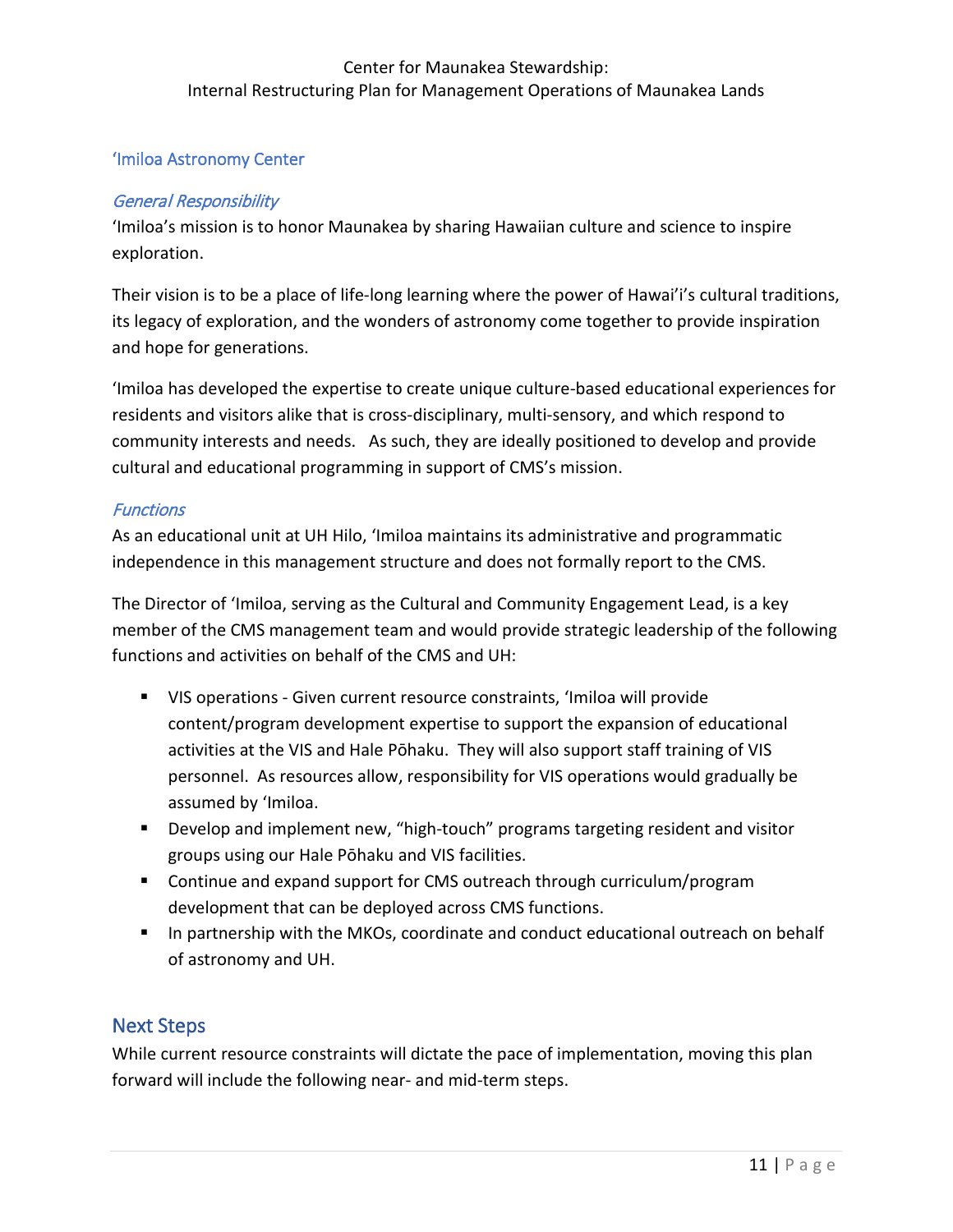### ʻImiloa Astronomy Center

#### *General Responsibility*

ʻImiloa's mission is to honor Maunakea by sharing Hawaiian culture and science to inspire exploration.

Their vision is to be a place of life-long learning where the power of Hawai'i's cultural traditions, its legacy of exploration, and the wonders of astronomy come together to provide inspiration and hope for generations.

ʻImiloa has developed the expertise to create unique culture-based educational experiences for residents and visitors alike that is cross-disciplinary, multi-sensory, and which respond to community interests and needs. As such, they are ideally positioned to develop and provide cultural and educational programming in support of CMS's mission.

#### *Functions*

As an educational unit at UH Hilo, ʻImiloa maintains its administrative and programmatic independence in this management structure and does not formally report to the CMS.

The Director of ʻImiloa, serving as the Cultural and Community Engagement Lead, is a key member of the CMS management team and would provide strategic leadership of the following functions and activities on behalf of the CMS and UH:

- VIS operations - Given current resource constraints, ʻImiloa will provide content/program development expertise to support the expansion of educational activities at the VIS and Hale Pōhaku. They will also support staff training of VIS personnel. As resources allow, responsibility for VIS operations would gradually be assumed by ʻImiloa.
- Develop and implement new, "high-touch" programs targeting resident and visitor groups using our Hale Pōhaku and VIS facilities.
- Continue and expand support for CMS outreach through curriculum/program development that can be deployed across CMS functions.
- In partnership with the MKOs, coordinate and conduct educational outreach on behalf of astronomy and UH.

## Next Steps

While current resource constraints will dictate the pace of implementation, moving this plan forward will include the following near- and mid-term steps.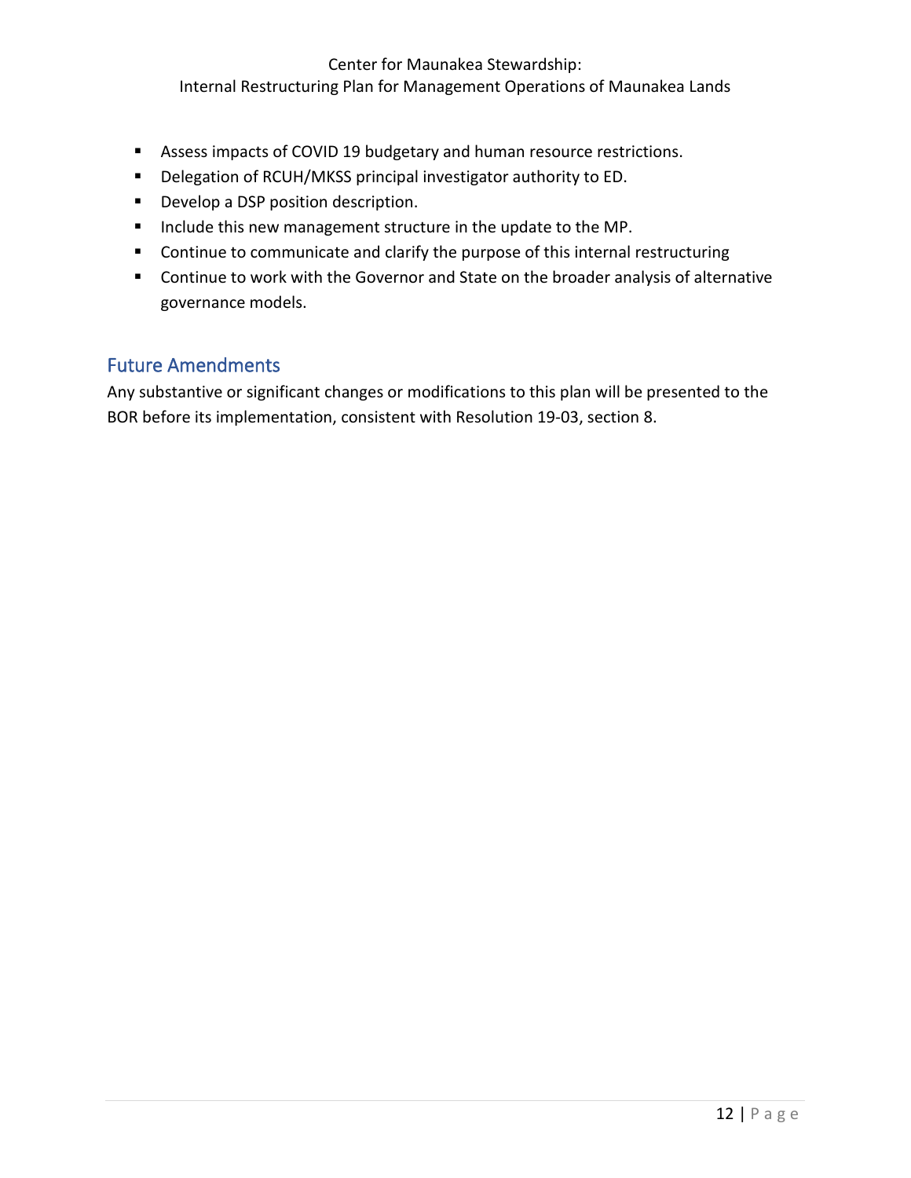- Assess impacts of COVID 19 budgetary and human resource restrictions.
- Delegation of RCUH/MKSS principal investigator authority to ED.
- Develop a DSP position description.
- Include this new management structure in the update to the MP.
- Continue to communicate and clarify the purpose of this internal restructuring
- Continue to work with the Governor and State on the broader analysis of alternative governance models.

## Future Amendments

Any substantive or significant changes or modifications to this plan will be presented to the BOR before its implementation, consistent with Resolution 19-03, section 8.